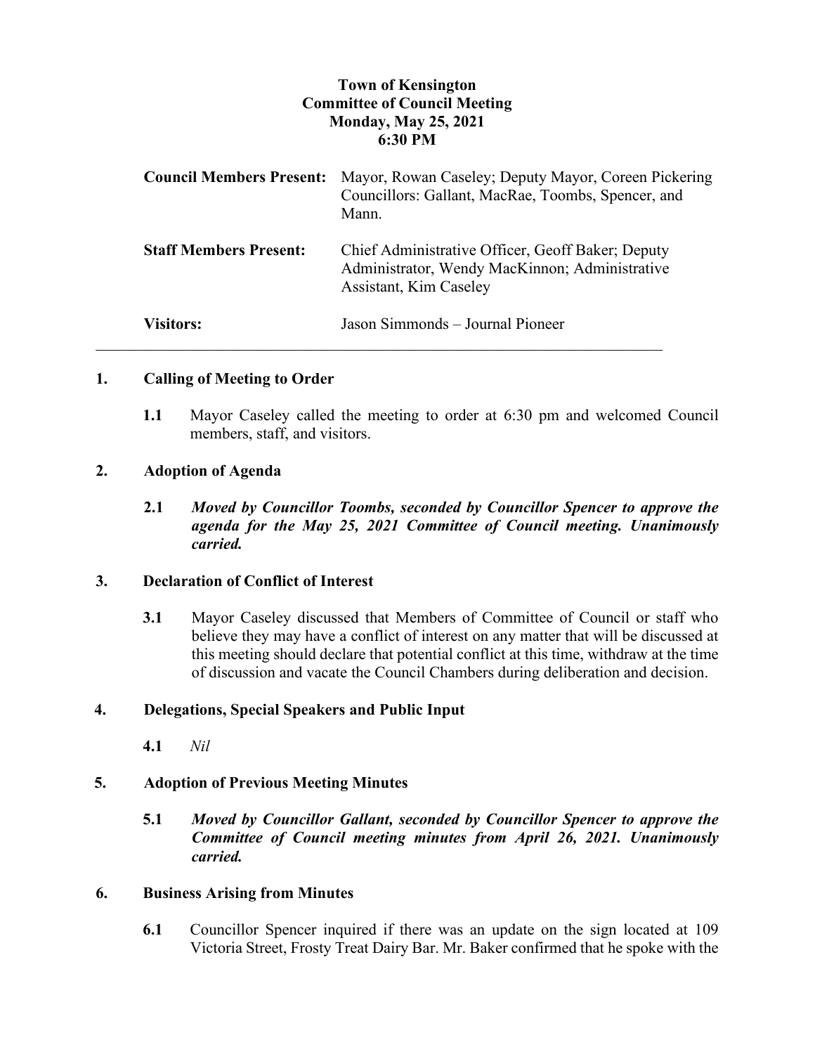**Town of Kensington**
**Committee of Council Meeting**
**Monday, May 25, 2021**
**6:30 PM**

| | |
|---|---|
| **Council Members Present:** | Mayor, Rowan Caseley; Deputy Mayor, Coreen Pickering Councillors: Gallant, MacRae, Toombs, Spencer, and Mann. |
| **Staff Members Present:** | Chief Administrative Officer, Geoff Baker; Deputy Administrator, Wendy MacKinnon; Administrative Assistant, Kim Caseley |
| **Visitors:** | Jason Simmonds – Journal Pioneer |

---

## 1. Calling of Meeting to Order

**1.1** Mayor Caseley called the meeting to order at 6:30 pm and welcomed Council members, staff, and visitors.

## 2. Adoption of Agenda

**2.1** ***Moved by Councillor Toombs, seconded by Councillor Spencer to approve the agenda for the May 25, 2021 Committee of Council meeting. Unanimously carried.***

## 3. Declaration of Conflict of Interest

**3.1** Mayor Caseley discussed that Members of Committee of Council or staff who believe they may have a conflict of interest on any matter that will be discussed at this meeting should declare that potential conflict at this time, withdraw at the time of discussion and vacate the Council Chambers during deliberation and decision.

## 4. Delegations, Special Speakers and Public Input

**4.1** *Nil*

## 5. Adoption of Previous Meeting Minutes

**5.1** ***Moved by Councillor Gallant, seconded by Councillor Spencer to approve the Committee of Council meeting minutes from April 26, 2021. Unanimously carried.***

## 6. Business Arising from Minutes

**6.1** Councillor Spencer inquired if there was an update on the sign located at 109 Victoria Street, Frosty Treat Dairy Bar. Mr. Baker confirmed that he spoke with the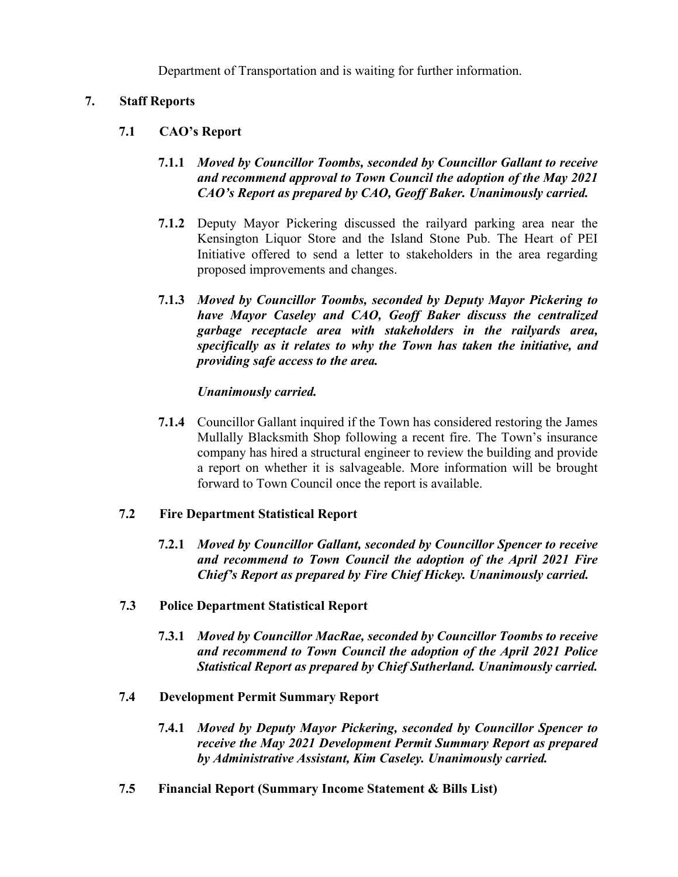Department of Transportation and is waiting for further information.

## 7. Staff Reports

### 7.1 CAO's Report

**7.1.1** ***Moved by Councillor Toombs, seconded by Councillor Gallant to receive and recommend approval to Town Council the adoption of the May 2021 CAO's Report as prepared by CAO, Geoff Baker. Unanimously carried.***

**7.1.2** Deputy Mayor Pickering discussed the railyard parking area near the Kensington Liquor Store and the Island Stone Pub. The Heart of PEI Initiative offered to send a letter to stakeholders in the area regarding proposed improvements and changes.

**7.1.3** ***Moved by Councillor Toombs, seconded by Deputy Mayor Pickering to have Mayor Caseley and CAO, Geoff Baker discuss the centralized garbage receptacle area with stakeholders in the railyards area, specifically as it relates to why the Town has taken the initiative, and providing safe access to the area.***

***Unanimously carried.***

**7.1.4** Councillor Gallant inquired if the Town has considered restoring the James Mullally Blacksmith Shop following a recent fire. The Town's insurance company has hired a structural engineer to review the building and provide a report on whether it is salvageable. More information will be brought forward to Town Council once the report is available.

### 7.2 Fire Department Statistical Report

**7.2.1** ***Moved by Councillor Gallant, seconded by Councillor Spencer to receive and recommend to Town Council the adoption of the April 2021 Fire Chief's Report as prepared by Fire Chief Hickey. Unanimously carried.***

### 7.3 Police Department Statistical Report

**7.3.1** ***Moved by Councillor MacRae, seconded by Councillor Toombs to receive and recommend to Town Council the adoption of the April 2021 Police Statistical Report as prepared by Chief Sutherland. Unanimously carried.***

### 7.4 Development Permit Summary Report

**7.4.1** ***Moved by Deputy Mayor Pickering, seconded by Councillor Spencer to receive the May 2021 Development Permit Summary Report as prepared by Administrative Assistant, Kim Caseley. Unanimously carried.***

### 7.5 Financial Report (Summary Income Statement & Bills List)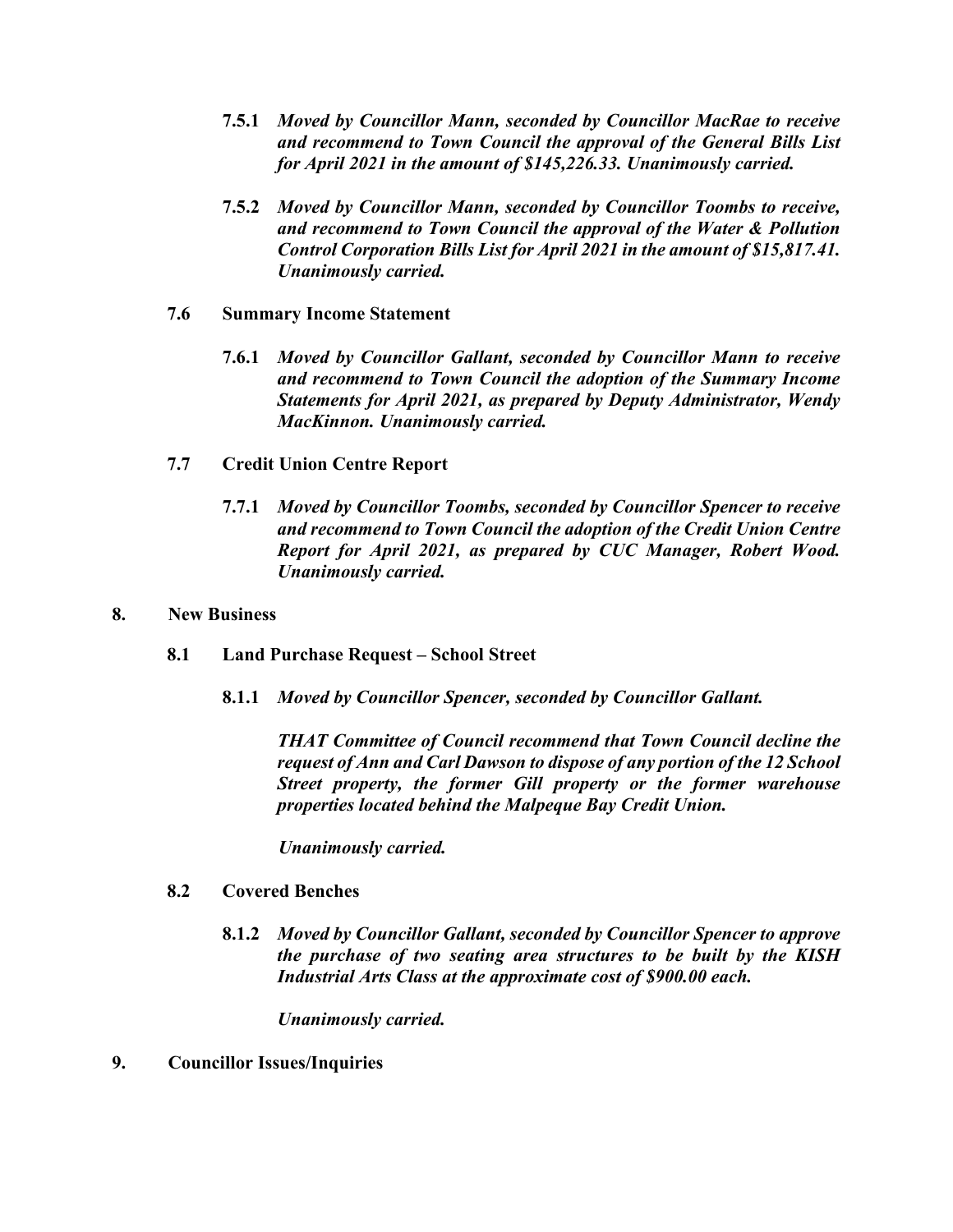**7.5.1** ***Moved by Councillor Mann, seconded by Councillor MacRae to receive and recommend to Town Council the approval of the General Bills List for April 2021 in the amount of $145,226.33. Unanimously carried.***

**7.5.2** ***Moved by Councillor Mann, seconded by Councillor Toombs to receive, and recommend to Town Council the approval of the Water & Pollution Control Corporation Bills List for April 2021 in the amount of $15,817.41. Unanimously carried.***

**7.6 Summary Income Statement**

**7.6.1** ***Moved by Councillor Gallant, seconded by Councillor Mann to receive and recommend to Town Council the adoption of the Summary Income Statements for April 2021, as prepared by Deputy Administrator, Wendy MacKinnon. Unanimously carried.***

**7.7 Credit Union Centre Report**

**7.7.1** ***Moved by Councillor Toombs, seconded by Councillor Spencer to receive and recommend to Town Council the adoption of the Credit Union Centre Report for April 2021, as prepared by CUC Manager, Robert Wood. Unanimously carried.***

## 8. New Business

**8.1 Land Purchase Request – School Street**

**8.1.1** ***Moved by Councillor Spencer, seconded by Councillor Gallant.***

***THAT Committee of Council recommend that Town Council decline the request of Ann and Carl Dawson to dispose of any portion of the 12 School Street property, the former Gill property or the former warehouse properties located behind the Malpeque Bay Credit Union.***

***Unanimously carried.***

**8.2 Covered Benches**

**8.1.2** ***Moved by Councillor Gallant, seconded by Councillor Spencer to approve the purchase of two seating area structures to be built by the KISH Industrial Arts Class at the approximate cost of $900.00 each.***

***Unanimously carried.***

## 9. Councillor Issues/Inquiries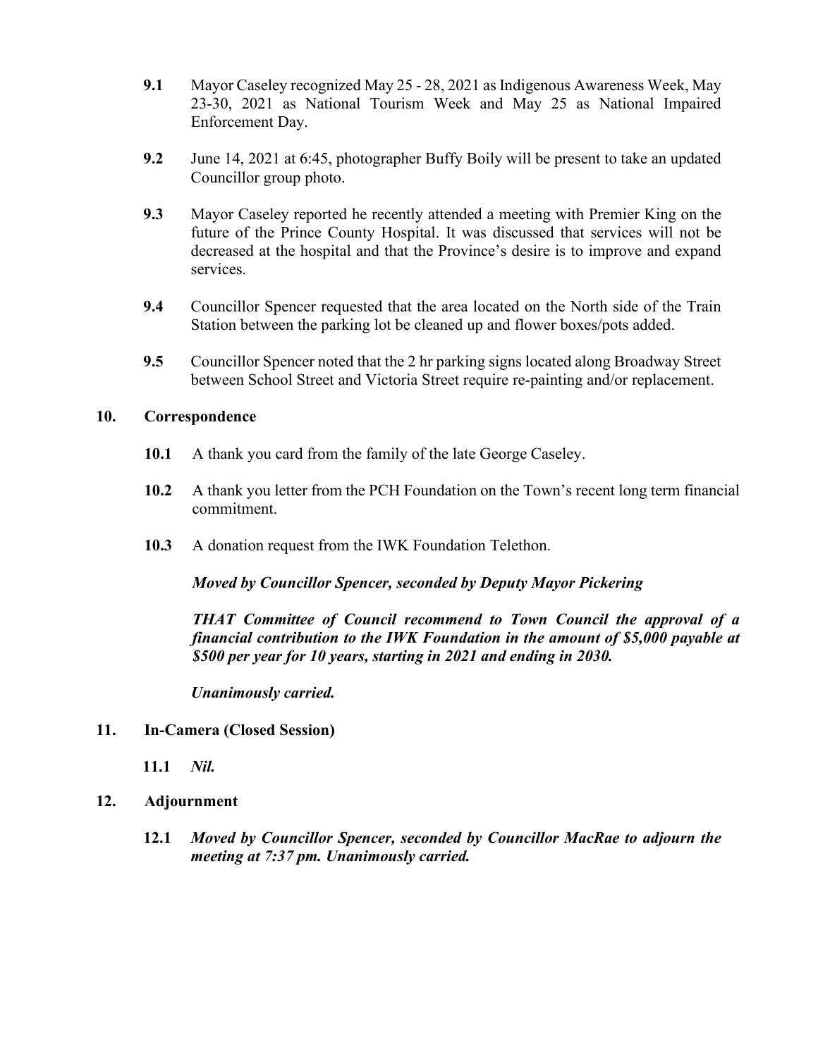**9.1** Mayor Caseley recognized May 25 - 28, 2021 as Indigenous Awareness Week, May 23-30, 2021 as National Tourism Week and May 25 as National Impaired Enforcement Day.

**9.2** June 14, 2021 at 6:45, photographer Buffy Boily will be present to take an updated Councillor group photo.

**9.3** Mayor Caseley reported he recently attended a meeting with Premier King on the future of the Prince County Hospital. It was discussed that services will not be decreased at the hospital and that the Province's desire is to improve and expand services.

**9.4** Councillor Spencer requested that the area located on the North side of the Train Station between the parking lot be cleaned up and flower boxes/pots added.

**9.5** Councillor Spencer noted that the 2 hr parking signs located along Broadway Street between School Street and Victoria Street require re-painting and/or replacement.

## 10. Correspondence

**10.1** A thank you card from the family of the late George Caseley.

**10.2** A thank you letter from the PCH Foundation on the Town's recent long term financial commitment.

**10.3** A donation request from the IWK Foundation Telethon.

***Moved by Councillor Spencer, seconded by Deputy Mayor Pickering***

***THAT Committee of Council recommend to Town Council the approval of a financial contribution to the IWK Foundation in the amount of $5,000 payable at $500 per year for 10 years, starting in 2021 and ending in 2030.***

***Unanimously carried.***

## 11. In-Camera (Closed Session)

**11.1** ***Nil.***

## 12. Adjournment

**12.1** ***Moved by Councillor Spencer, seconded by Councillor MacRae to adjourn the meeting at 7:37 pm. Unanimously carried.***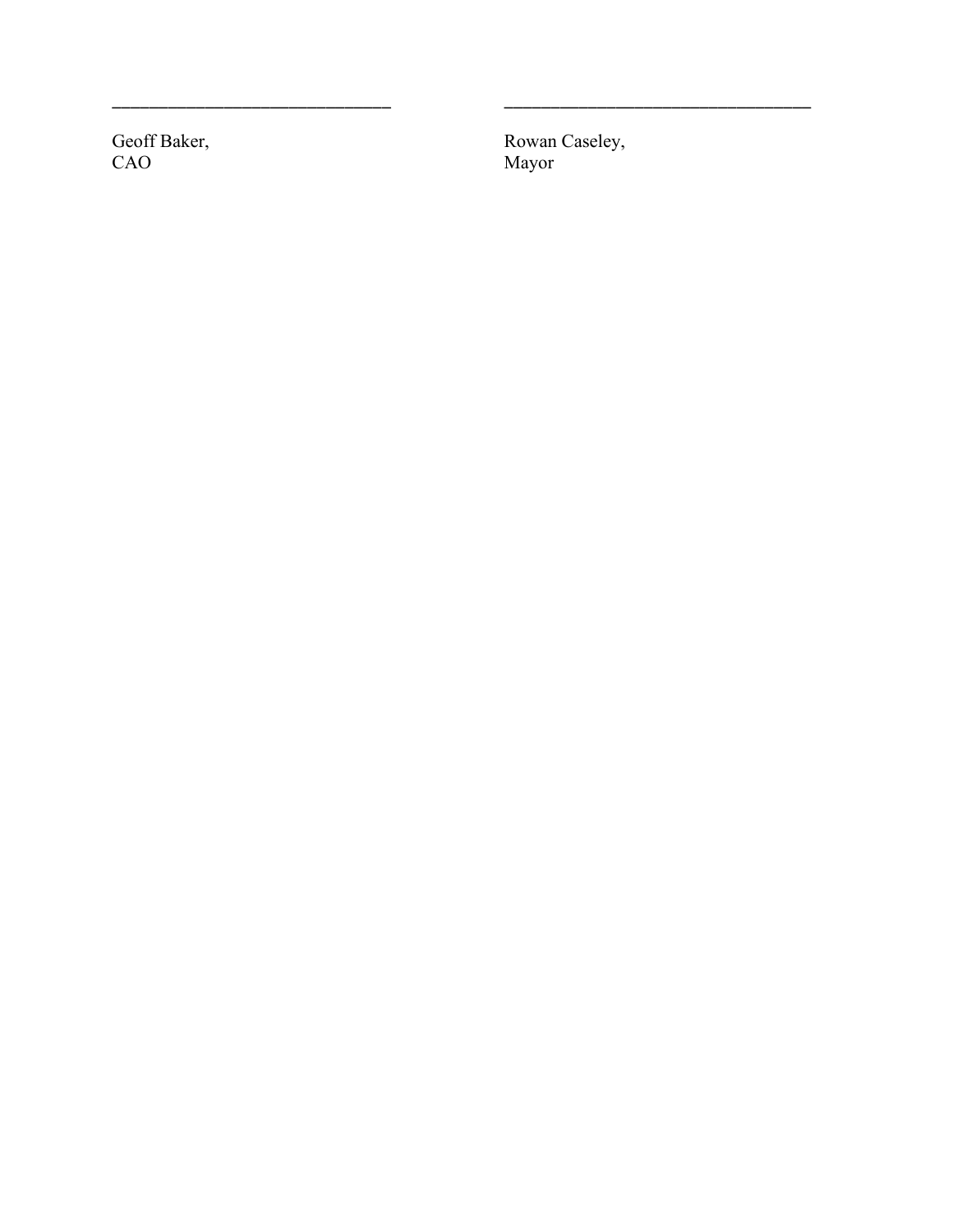______________________________ ________________________________

Geoff Baker,
CAO

Rowan Caseley,
Mayor